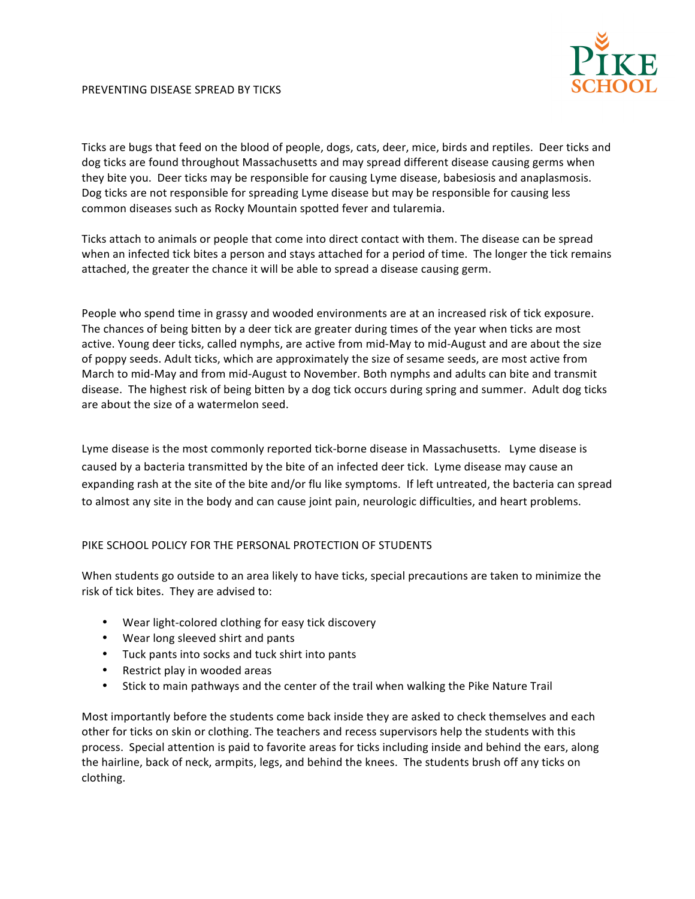# PREVENTING DISEASE SPREAD BY TICKS

Ticks are bugs that feed on the blood of people, dogs, cats, deer, mice, birds and reptiles. Deer ticks and dog ticks are found throughout Massachusetts and may spread different disease causing germs when they bite you. Deer ticks may be responsible for causing Lyme disease, babesiosis and anaplasmosis. Dog ticks are not responsible for spreading Lyme disease but may be responsible for causing less common diseases such as Rocky Mountain spotted fever and tularemia.

Ticks attach to animals or people that come into direct contact with them. The disease can be spread when an infected tick bites a person and stays attached for a period of time. The longer the tick remains attached, the greater the chance it will be able to spread a disease causing germ.

People who spend time in grassy and wooded environments are at an increased risk of tick exposure. The chances of being bitten by a deer tick are greater during times of the year when ticks are most active. Young deer ticks, called nymphs, are active from mid-May to mid-August and are about the size of poppy seeds. Adult ticks, which are approximately the size of sesame seeds, are most active from March to mid-May and from mid-August to November. Both nymphs and adults can bite and transmit disease. The highest risk of being bitten by a dog tick occurs during spring and summer. Adult dog ticks are about the size of a watermelon seed.

Lyme disease is the most commonly reported tick-borne disease in Massachusetts. Lyme disease is caused by a bacteria transmitted by the bite of an infected deer tick. Lyme disease may cause an expanding rash at the site of the bite and/or flu like symptoms. If left untreated, the bacteria can spread to almost any site in the body and can cause joint pain, neurologic difficulties, and heart problems.

## PIKE SCHOOL POLICY FOR THE PERSONAL PROTECTION OF STUDENTS

When students go outside to an area likely to have ticks, special precautions are taken to minimize the risk of tick bites. They are advised to:

- Wear light-colored clothing for easy tick discovery
- Wear long sleeved shirt and pants
- Tuck pants into socks and tuck shirt into pants
- Restrict play in wooded areas
- Stick to main pathways and the center of the trail when walking the Pike Nature Trail

Most importantly before the students come back inside they are asked to check themselves and each other for ticks on skin or clothing. The teachers and recess supervisors help the students with this process. Special attention is paid to favorite areas for ticks including inside and behind the ears, along the hairline, back of neck, armpits, legs, and behind the knees. The students brush off any ticks on clothing.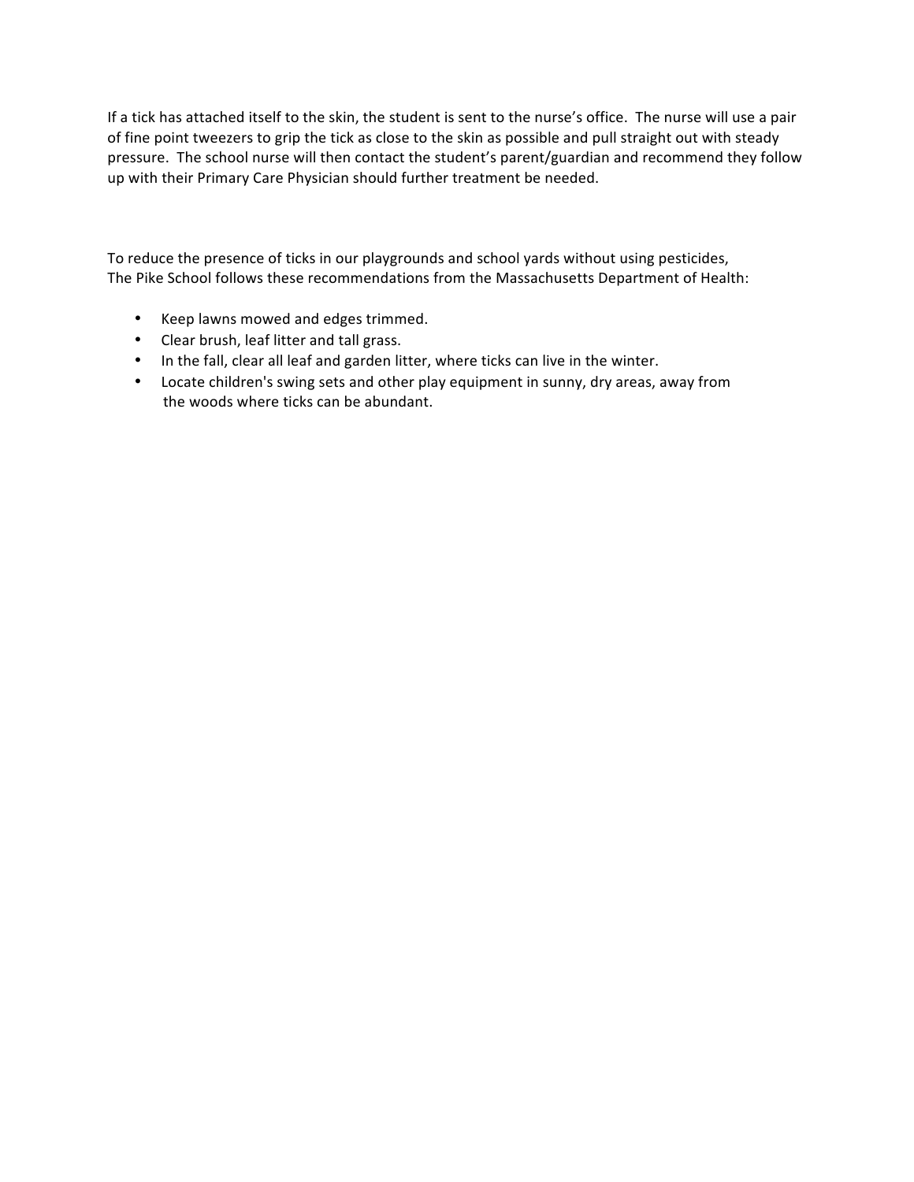If a tick has attached itself to the skin, the student is sent to the nurse's office. The nurse will use a pair of fine point tweezers to grip the tick as close to the skin as possible and pull straight out with steady pressure. The school nurse will then contact the student's parent/guardian and recommend they follow up with their Primary Care Physician should further treatment be needed.

To reduce the presence of ticks in our playgrounds and school yards without using pesticides, The Pike School follows these recommendations from the Massachusetts Department of Health:

- Keep lawns mowed and edges trimmed.
- Clear brush, leaf litter and tall grass.
- In the fall, clear all leaf and garden litter, where ticks can live in the winter.
- Locate children's swing sets and other play equipment in sunny, dry areas, away from the woods where ticks can be abundant.